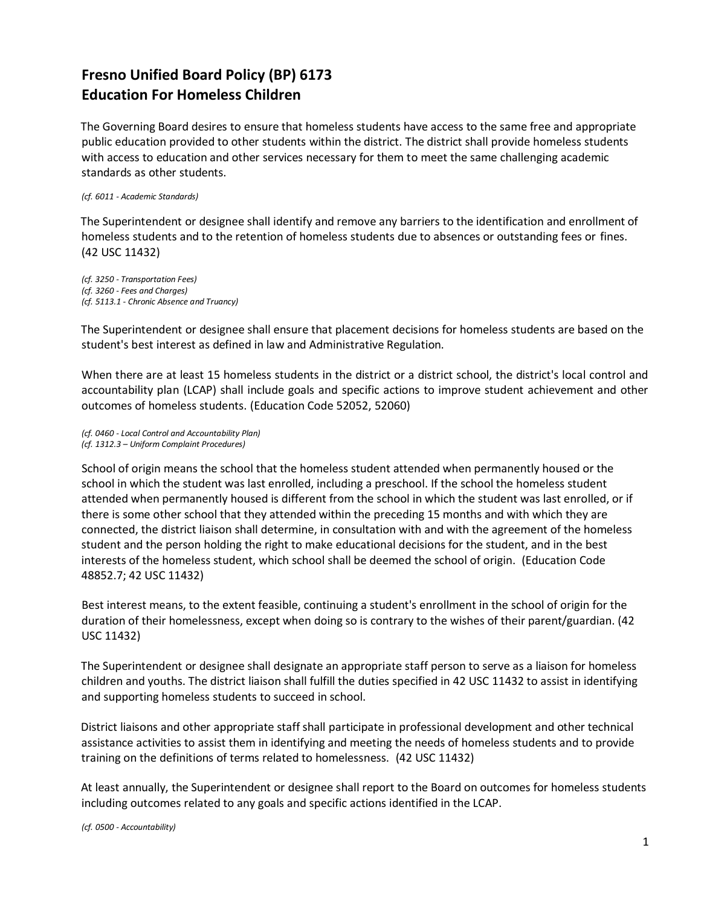# Fresno Unified Board Policy (BP) 6173
# Education For Homeless Children

The Governing Board desires to ensure that homeless students have access to the same free and appropriate public education provided to other students within the district. The district shall provide homeless students with access to education and other services necessary for them to meet the same challenging academic standards as other students.

*(cf. 6011 - Academic Standards)*

The Superintendent or designee shall identify and remove any barriers to the identification and enrollment of homeless students and to the retention of homeless students due to absences or outstanding fees or fines. (42 USC 11432)

*(cf. 3250 - Transportation Fees)*
*(cf. 3260 - Fees and Charges)*
*(cf. 5113.1 - Chronic Absence and Truancy)*

The Superintendent or designee shall ensure that placement decisions for homeless students are based on the student's best interest as defined in law and Administrative Regulation.

When there are at least 15 homeless students in the district or a district school, the district's local control and accountability plan (LCAP) shall include goals and specific actions to improve student achievement and other outcomes of homeless students. (Education Code 52052, 52060)

*(cf. 0460 - Local Control and Accountability Plan)*
*(cf. 1312.3 – Uniform Complaint Procedures)*

School of origin means the school that the homeless student attended when permanently housed or the school in which the student was last enrolled, including a preschool. If the school the homeless student attended when permanently housed is different from the school in which the student was last enrolled, or if there is some other school that they attended within the preceding 15 months and with which they are connected, the district liaison shall determine, in consultation with and with the agreement of the homeless student and the person holding the right to make educational decisions for the student, and in the best interests of the homeless student, which school shall be deemed the school of origin. (Education Code 48852.7; 42 USC 11432)

Best interest means, to the extent feasible, continuing a student's enrollment in the school of origin for the duration of their homelessness, except when doing so is contrary to the wishes of their parent/guardian. (42 USC 11432)

The Superintendent or designee shall designate an appropriate staff person to serve as a liaison for homeless children and youths. The district liaison shall fulfill the duties specified in 42 USC 11432 to assist in identifying and supporting homeless students to succeed in school.

District liaisons and other appropriate staff shall participate in professional development and other technical assistance activities to assist them in identifying and meeting the needs of homeless students and to provide training on the definitions of terms related to homelessness. (42 USC 11432)

At least annually, the Superintendent or designee shall report to the Board on outcomes for homeless students including outcomes related to any goals and specific actions identified in the LCAP.

*(cf. 0500 - Accountability)*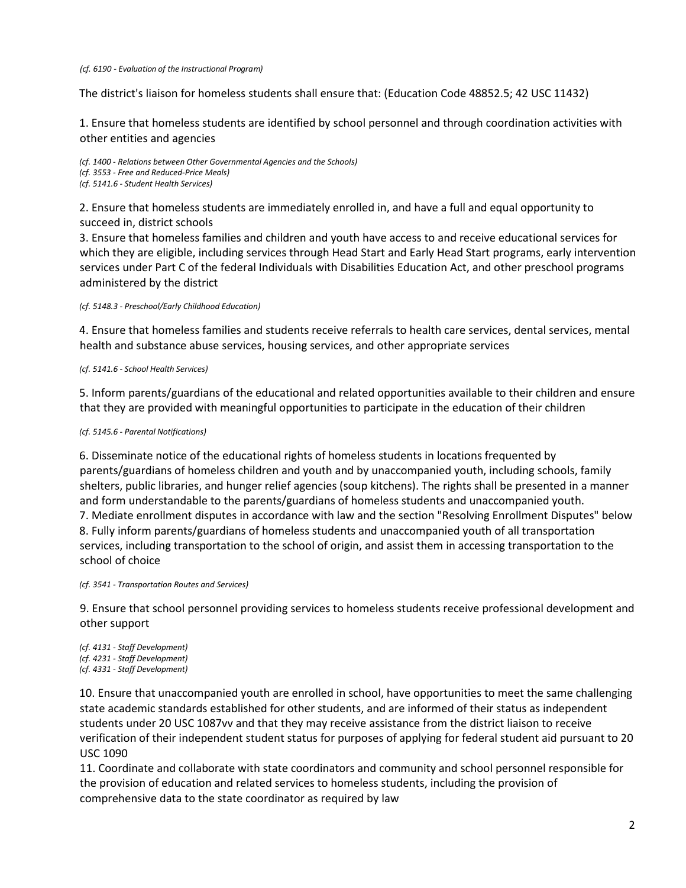*(cf. 6190 - Evaluation of the Instructional Program)*

The district's liaison for homeless students shall ensure that: (Education Code 48852.5; 42 USC 11432)

1. Ensure that homeless students are identified by school personnel and through coordination activities with other entities and agencies

*(cf. 1400 - Relations between Other Governmental Agencies and the Schools)*
*(cf. 3553 - Free and Reduced-Price Meals)*
*(cf. 5141.6 - Student Health Services)*

2. Ensure that homeless students are immediately enrolled in, and have a full and equal opportunity to succeed in, district schools
3. Ensure that homeless families and children and youth have access to and receive educational services for which they are eligible, including services through Head Start and Early Head Start programs, early intervention services under Part C of the federal Individuals with Disabilities Education Act, and other preschool programs administered by the district

*(cf. 5148.3 - Preschool/Early Childhood Education)*

4. Ensure that homeless families and students receive referrals to health care services, dental services, mental health and substance abuse services, housing services, and other appropriate services

*(cf. 5141.6 - School Health Services)*

5. Inform parents/guardians of the educational and related opportunities available to their children and ensure that they are provided with meaningful opportunities to participate in the education of their children

*(cf. 5145.6 - Parental Notifications)*

6. Disseminate notice of the educational rights of homeless students in locations frequented by parents/guardians of homeless children and youth and by unaccompanied youth, including schools, family shelters, public libraries, and hunger relief agencies (soup kitchens). The rights shall be presented in a manner and form understandable to the parents/guardians of homeless students and unaccompanied youth.
7. Mediate enrollment disputes in accordance with law and the section "Resolving Enrollment Disputes" below
8. Fully inform parents/guardians of homeless students and unaccompanied youth of all transportation services, including transportation to the school of origin, and assist them in accessing transportation to the school of choice

*(cf. 3541 - Transportation Routes and Services)*

9. Ensure that school personnel providing services to homeless students receive professional development and other support

*(cf. 4131 - Staff Development)*
*(cf. 4231 - Staff Development)*
*(cf. 4331 - Staff Development)*

10. Ensure that unaccompanied youth are enrolled in school, have opportunities to meet the same challenging state academic standards established for other students, and are informed of their status as independent students under 20 USC 1087vv and that they may receive assistance from the district liaison to receive verification of their independent student status for purposes of applying for federal student aid pursuant to 20 USC 1090
11. Coordinate and collaborate with state coordinators and community and school personnel responsible for the provision of education and related services to homeless students, including the provision of comprehensive data to the state coordinator as required by law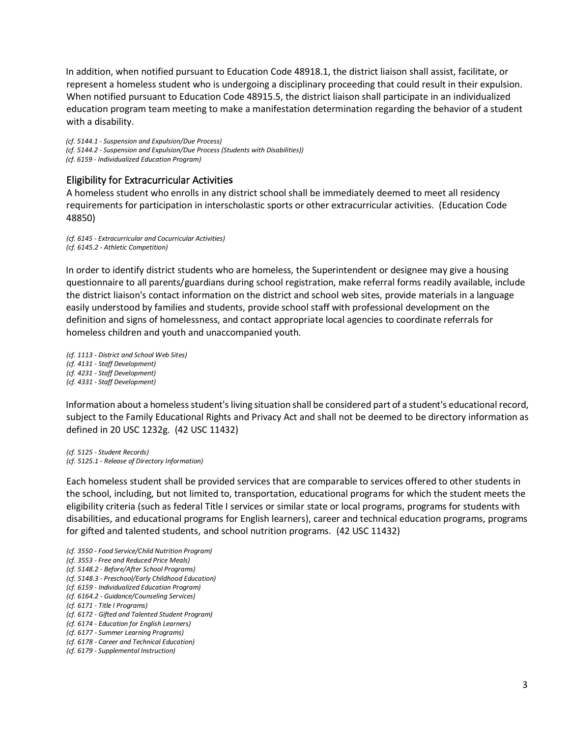In addition, when notified pursuant to Education Code 48918.1, the district liaison shall assist, facilitate, or represent a homeless student who is undergoing a disciplinary proceeding that could result in their expulsion. When notified pursuant to Education Code 48915.5, the district liaison shall participate in an individualized education program team meeting to make a manifestation determination regarding the behavior of a student with a disability.

*(cf. 5144.1 - Suspension and Expulsion/Due Process)*
*(cf. 5144.2 - Suspension and Expulsion/Due Process (Students with Disabilities))*
*(cf. 6159 - Individualized Education Program)*

## Eligibility for Extracurricular Activities

A homeless student who enrolls in any district school shall be immediately deemed to meet all residency requirements for participation in interscholastic sports or other extracurricular activities. (Education Code 48850)

*(cf. 6145 - Extracurricular and Cocurricular Activities)*
*(cf. 6145.2 - Athletic Competition)*

In order to identify district students who are homeless, the Superintendent or designee may give a housing questionnaire to all parents/guardians during school registration, make referral forms readily available, include the district liaison's contact information on the district and school web sites, provide materials in a language easily understood by families and students, provide school staff with professional development on the definition and signs of homelessness, and contact appropriate local agencies to coordinate referrals for homeless children and youth and unaccompanied youth.

*(cf. 1113 - District and School Web Sites)*
*(cf. 4131 - Staff Development)*
*(cf. 4231 - Staff Development)*
*(cf. 4331 - Staff Development)*

Information about a homeless student's living situation shall be considered part of a student's educational record, subject to the Family Educational Rights and Privacy Act and shall not be deemed to be directory information as defined in 20 USC 1232g. (42 USC 11432)

*(cf. 5125 - Student Records)*
*(cf. 5125.1 - Release of Directory Information)*

Each homeless student shall be provided services that are comparable to services offered to other students in the school, including, but not limited to, transportation, educational programs for which the student meets the eligibility criteria (such as federal Title I services or similar state or local programs, programs for students with disabilities, and educational programs for English learners), career and technical education programs, programs for gifted and talented students, and school nutrition programs. (42 USC 11432)

*(cf. 3550 - Food Service/Child Nutrition Program)*
*(cf. 3553 - Free and Reduced Price Meals)*
*(cf. 5148.2 - Before/After School Programs)*
*(cf. 5148.3 - Preschool/Early Childhood Education)*
*(cf. 6159 - Individualized Education Program)*
*(cf. 6164.2 - Guidance/Counseling Services)*
*(cf. 6171 - Title I Programs)*
*(cf. 6172 - Gifted and Talented Student Program)*
*(cf. 6174 - Education for English Learners)*
*(cf. 6177 - Summer Learning Programs)*
*(cf. 6178 - Career and Technical Education)*
*(cf. 6179 - Supplemental Instruction)*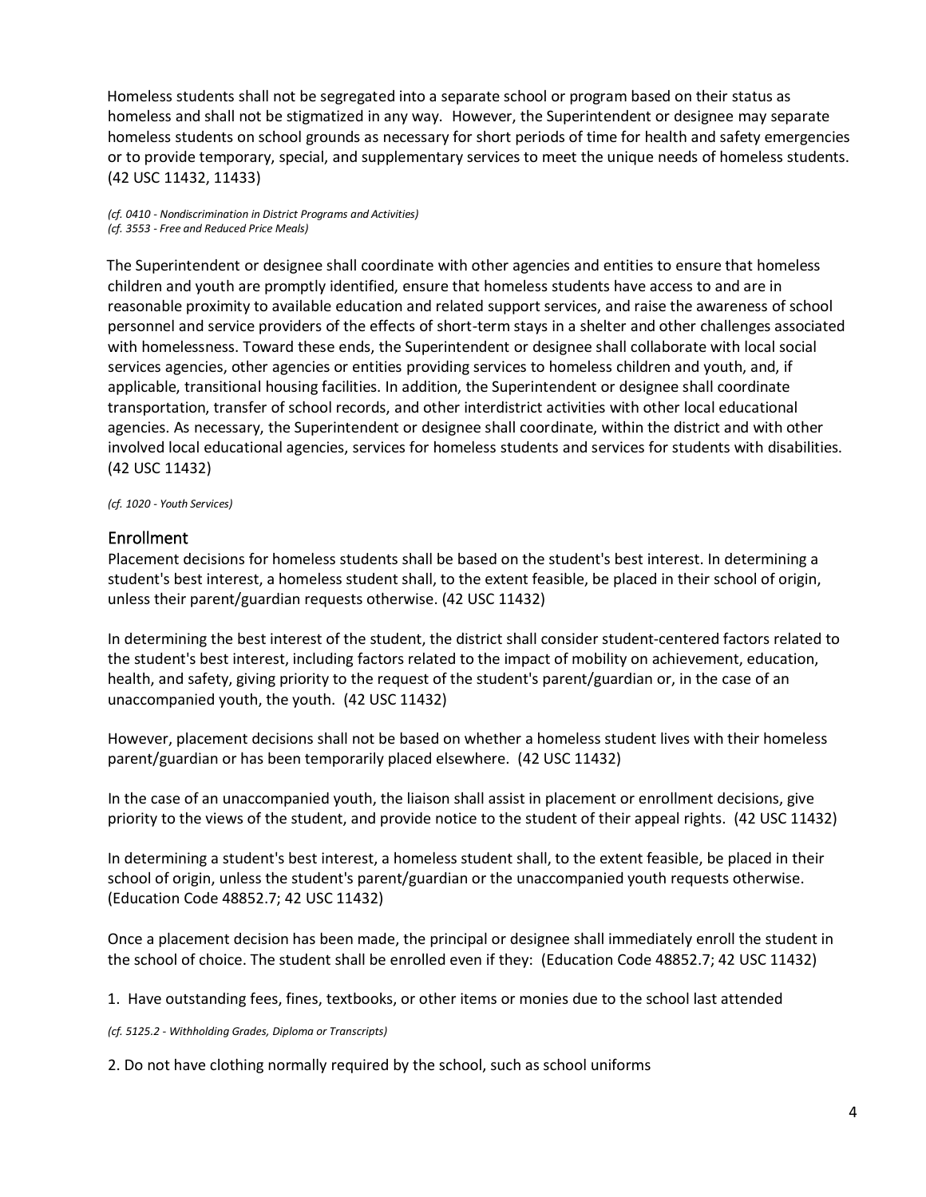Homeless students shall not be segregated into a separate school or program based on their status as homeless and shall not be stigmatized in any way. However, the Superintendent or designee may separate homeless students on school grounds as necessary for short periods of time for health and safety emergencies or to provide temporary, special, and supplementary services to meet the unique needs of homeless students. (42 USC 11432, 11433)

*(cf. 0410 - Nondiscrimination in District Programs and Activities)*
*(cf. 3553 - Free and Reduced Price Meals)*

The Superintendent or designee shall coordinate with other agencies and entities to ensure that homeless children and youth are promptly identified, ensure that homeless students have access to and are in reasonable proximity to available education and related support services, and raise the awareness of school personnel and service providers of the effects of short-term stays in a shelter and other challenges associated with homelessness. Toward these ends, the Superintendent or designee shall collaborate with local social services agencies, other agencies or entities providing services to homeless children and youth, and, if applicable, transitional housing facilities. In addition, the Superintendent or designee shall coordinate transportation, transfer of school records, and other interdistrict activities with other local educational agencies. As necessary, the Superintendent or designee shall coordinate, within the district and with other involved local educational agencies, services for homeless students and services for students with disabilities. (42 USC 11432)

*(cf. 1020 - Youth Services)*

## Enrollment

Placement decisions for homeless students shall be based on the student's best interest. In determining a student's best interest, a homeless student shall, to the extent feasible, be placed in their school of origin, unless their parent/guardian requests otherwise. (42 USC 11432)

In determining the best interest of the student, the district shall consider student-centered factors related to the student's best interest, including factors related to the impact of mobility on achievement, education, health, and safety, giving priority to the request of the student's parent/guardian or, in the case of an unaccompanied youth, the youth. (42 USC 11432)

However, placement decisions shall not be based on whether a homeless student lives with their homeless parent/guardian or has been temporarily placed elsewhere. (42 USC 11432)

In the case of an unaccompanied youth, the liaison shall assist in placement or enrollment decisions, give priority to the views of the student, and provide notice to the student of their appeal rights. (42 USC 11432)

In determining a student's best interest, a homeless student shall, to the extent feasible, be placed in their school of origin, unless the student's parent/guardian or the unaccompanied youth requests otherwise. (Education Code 48852.7; 42 USC 11432)

Once a placement decision has been made, the principal or designee shall immediately enroll the student in the school of choice. The student shall be enrolled even if they: (Education Code 48852.7; 42 USC 11432)

1. Have outstanding fees, fines, textbooks, or other items or monies due to the school last attended

*(cf. 5125.2 - Withholding Grades, Diploma or Transcripts)*

2. Do not have clothing normally required by the school, such as school uniforms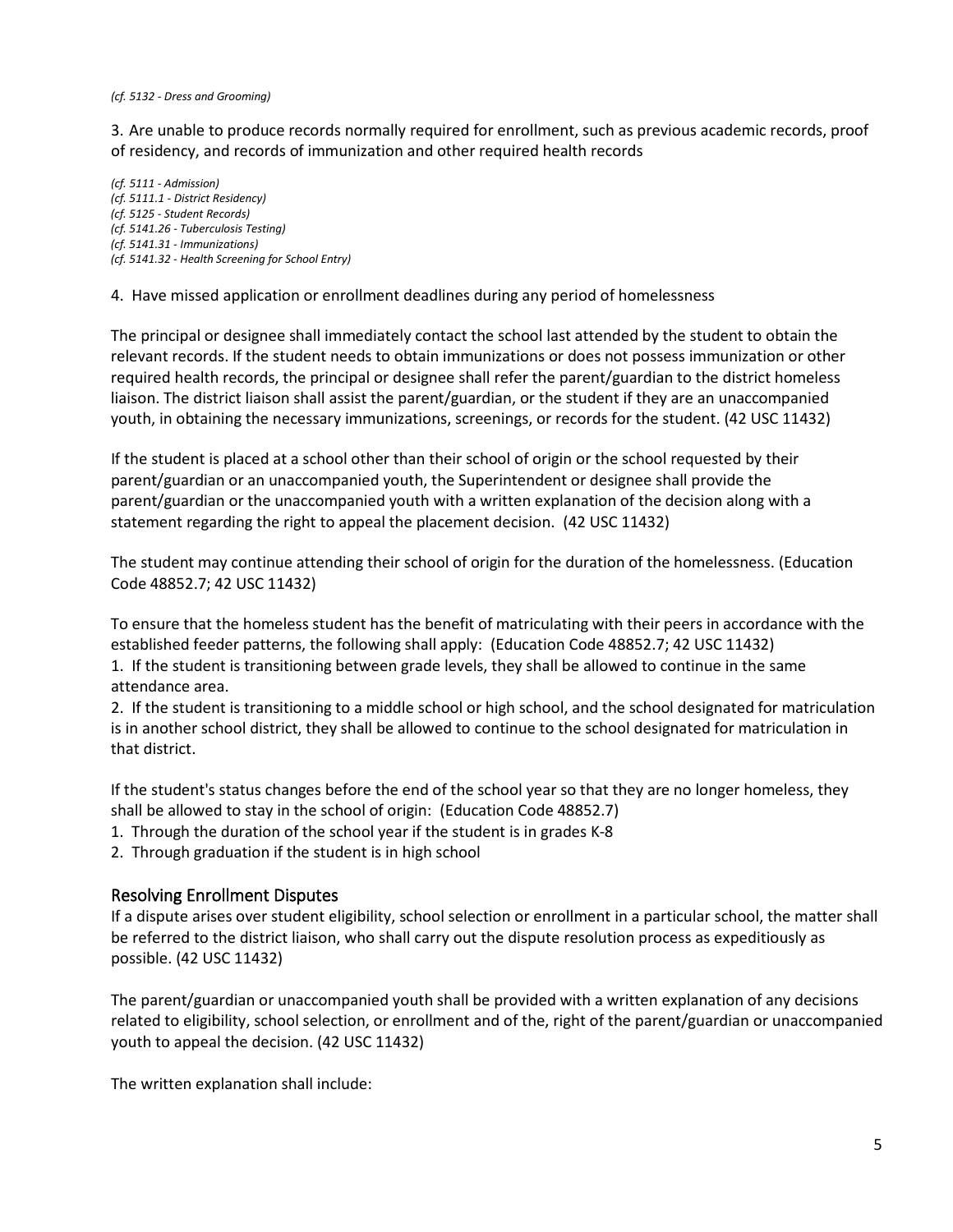*(cf. 5132 - Dress and Grooming)*

3. Are unable to produce records normally required for enrollment, such as previous academic records, proof of residency, and records of immunization and other required health records

*(cf. 5111 - Admission)*
*(cf. 5111.1 - District Residency)*
*(cf. 5125 - Student Records)*
*(cf. 5141.26 - Tuberculosis Testing)*
*(cf. 5141.31 - Immunizations)*
*(cf. 5141.32 - Health Screening for School Entry)*

4. Have missed application or enrollment deadlines during any period of homelessness

The principal or designee shall immediately contact the school last attended by the student to obtain the relevant records. If the student needs to obtain immunizations or does not possess immunization or other required health records, the principal or designee shall refer the parent/guardian to the district homeless liaison. The district liaison shall assist the parent/guardian, or the student if they are an unaccompanied youth, in obtaining the necessary immunizations, screenings, or records for the student. (42 USC 11432)

If the student is placed at a school other than their school of origin or the school requested by their parent/guardian or an unaccompanied youth, the Superintendent or designee shall provide the parent/guardian or the unaccompanied youth with a written explanation of the decision along with a statement regarding the right to appeal the placement decision. (42 USC 11432)

The student may continue attending their school of origin for the duration of the homelessness. (Education Code 48852.7; 42 USC 11432)

To ensure that the homeless student has the benefit of matriculating with their peers in accordance with the established feeder patterns, the following shall apply: (Education Code 48852.7; 42 USC 11432)

1. If the student is transitioning between grade levels, they shall be allowed to continue in the same attendance area.
2. If the student is transitioning to a middle school or high school, and the school designated for matriculation is in another school district, they shall be allowed to continue to the school designated for matriculation in that district.

If the student's status changes before the end of the school year so that they are no longer homeless, they shall be allowed to stay in the school of origin: (Education Code 48852.7)

1. Through the duration of the school year if the student is in grades K-8
2. Through graduation if the student is in high school

## Resolving Enrollment Disputes

If a dispute arises over student eligibility, school selection or enrollment in a particular school, the matter shall be referred to the district liaison, who shall carry out the dispute resolution process as expeditiously as possible. (42 USC 11432)

The parent/guardian or unaccompanied youth shall be provided with a written explanation of any decisions related to eligibility, school selection, or enrollment and of the, right of the parent/guardian or unaccompanied youth to appeal the decision. (42 USC 11432)

The written explanation shall include: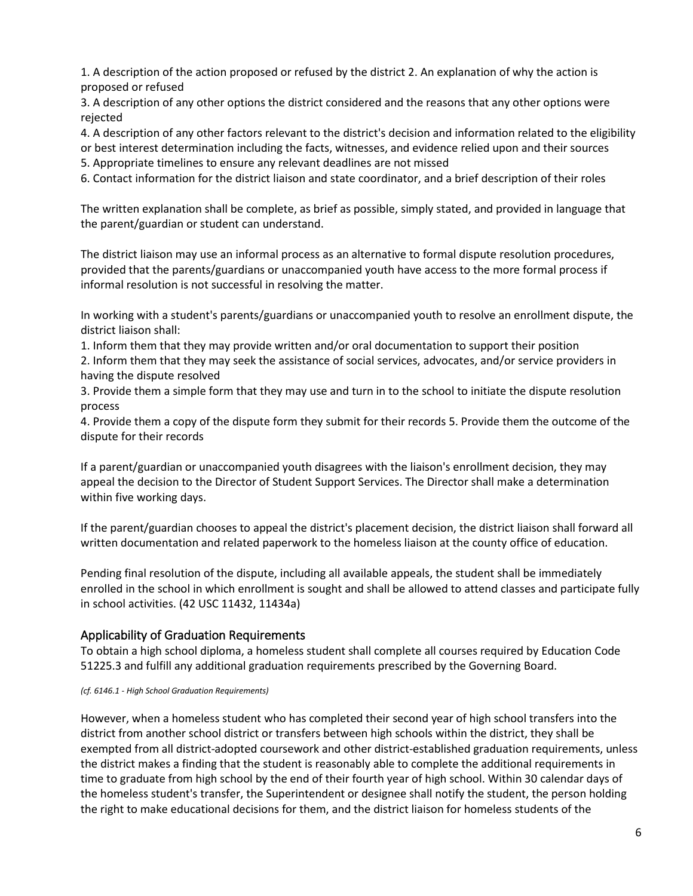1. A description of the action proposed or refused by the district 2. An explanation of why the action is proposed or refused
3. A description of any other options the district considered and the reasons that any other options were rejected
4. A description of any other factors relevant to the district's decision and information related to the eligibility or best interest determination including the facts, witnesses, and evidence relied upon and their sources
5. Appropriate timelines to ensure any relevant deadlines are not missed
6. Contact information for the district liaison and state coordinator, and a brief description of their roles

The written explanation shall be complete, as brief as possible, simply stated, and provided in language that the parent/guardian or student can understand.

The district liaison may use an informal process as an alternative to formal dispute resolution procedures, provided that the parents/guardians or unaccompanied youth have access to the more formal process if informal resolution is not successful in resolving the matter.

In working with a student's parents/guardians or unaccompanied youth to resolve an enrollment dispute, the district liaison shall:

1. Inform them that they may provide written and/or oral documentation to support their position
2. Inform them that they may seek the assistance of social services, advocates, and/or service providers in having the dispute resolved
3. Provide them a simple form that they may use and turn in to the school to initiate the dispute resolution process
4. Provide them a copy of the dispute form they submit for their records 5. Provide them the outcome of the dispute for their records

If a parent/guardian or unaccompanied youth disagrees with the liaison's enrollment decision, they may appeal the decision to the Director of Student Support Services. The Director shall make a determination within five working days.

If the parent/guardian chooses to appeal the district's placement decision, the district liaison shall forward all written documentation and related paperwork to the homeless liaison at the county office of education.

Pending final resolution of the dispute, including all available appeals, the student shall be immediately enrolled in the school in which enrollment is sought and shall be allowed to attend classes and participate fully in school activities. (42 USC 11432, 11434a)

## Applicability of Graduation Requirements

To obtain a high school diploma, a homeless student shall complete all courses required by Education Code 51225.3 and fulfill any additional graduation requirements prescribed by the Governing Board.

*(cf. 6146.1 - High School Graduation Requirements)*

However, when a homeless student who has completed their second year of high school transfers into the district from another school district or transfers between high schools within the district, they shall be exempted from all district-adopted coursework and other district-established graduation requirements, unless the district makes a finding that the student is reasonably able to complete the additional requirements in time to graduate from high school by the end of their fourth year of high school. Within 30 calendar days of the homeless student's transfer, the Superintendent or designee shall notify the student, the person holding the right to make educational decisions for them, and the district liaison for homeless students of the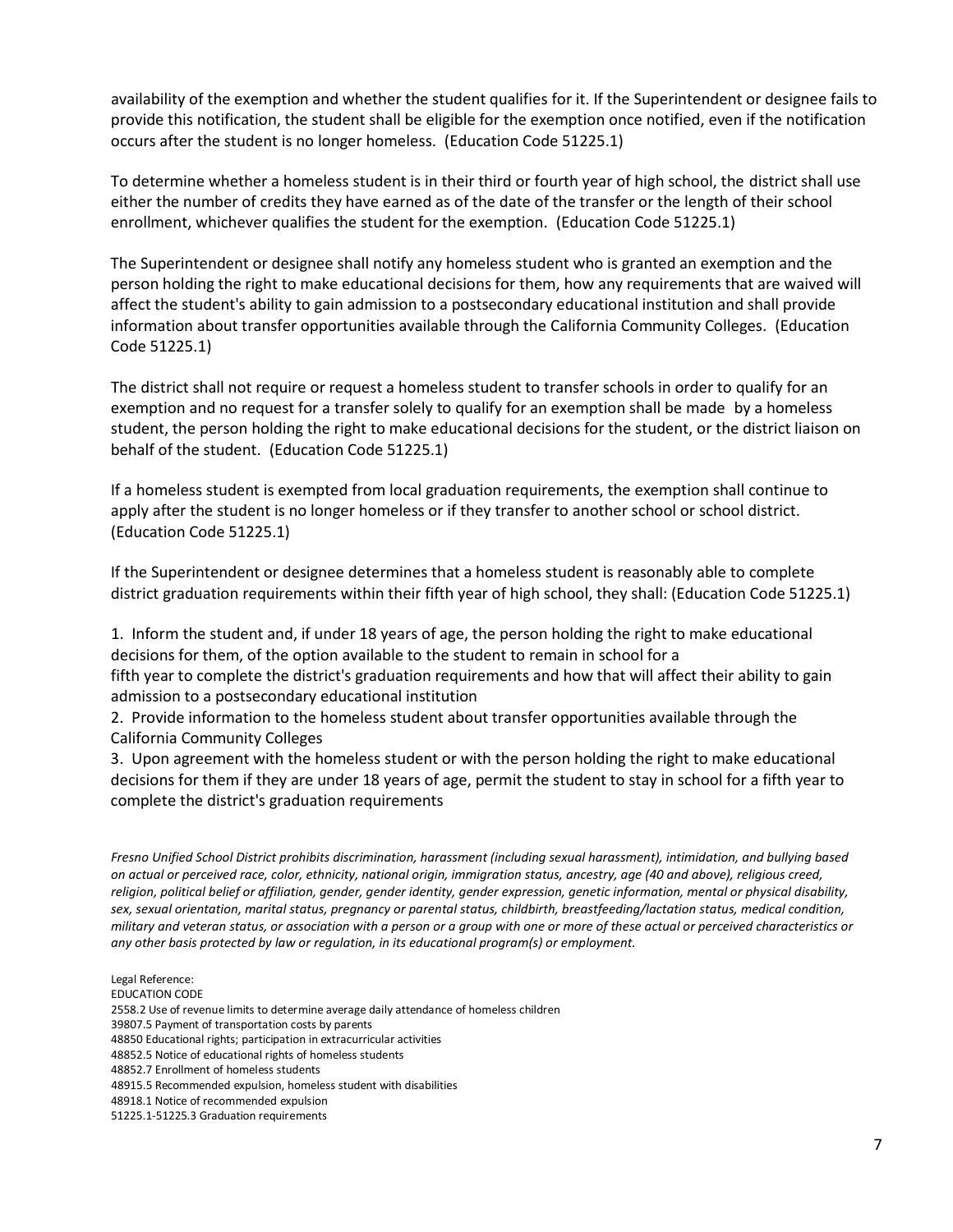availability of the exemption and whether the student qualifies for it. If the Superintendent or designee fails to provide this notification, the student shall be eligible for the exemption once notified, even if the notification occurs after the student is no longer homeless. (Education Code 51225.1)

To determine whether a homeless student is in their third or fourth year of high school, the district shall use either the number of credits they have earned as of the date of the transfer or the length of their school enrollment, whichever qualifies the student for the exemption. (Education Code 51225.1)

The Superintendent or designee shall notify any homeless student who is granted an exemption and the person holding the right to make educational decisions for them, how any requirements that are waived will affect the student's ability to gain admission to a postsecondary educational institution and shall provide information about transfer opportunities available through the California Community Colleges. (Education Code 51225.1)

The district shall not require or request a homeless student to transfer schools in order to qualify for an exemption and no request for a transfer solely to qualify for an exemption shall be made by a homeless student, the person holding the right to make educational decisions for the student, or the district liaison on behalf of the student. (Education Code 51225.1)

If a homeless student is exempted from local graduation requirements, the exemption shall continue to apply after the student is no longer homeless or if they transfer to another school or school district. (Education Code 51225.1)

If the Superintendent or designee determines that a homeless student is reasonably able to complete district graduation requirements within their fifth year of high school, they shall: (Education Code 51225.1)

1. Inform the student and, if under 18 years of age, the person holding the right to make educational decisions for them, of the option available to the student to remain in school for a fifth year to complete the district's graduation requirements and how that will affect their ability to gain admission to a postsecondary educational institution
2. Provide information to the homeless student about transfer opportunities available through the California Community Colleges
3. Upon agreement with the homeless student or with the person holding the right to make educational decisions for them if they are under 18 years of age, permit the student to stay in school for a fifth year to complete the district's graduation requirements

*Fresno Unified School District prohibits discrimination, harassment (including sexual harassment), intimidation, and bullying based on actual or perceived race, color, ethnicity, national origin, immigration status, ancestry, age (40 and above), religious creed, religion, political belief or affiliation, gender, gender identity, gender expression, genetic information, mental or physical disability, sex, sexual orientation, marital status, pregnancy or parental status, childbirth, breastfeeding/lactation status, medical condition, military and veteran status, or association with a person or a group with one or more of these actual or perceived characteristics or any other basis protected by law or regulation, in its educational program(s) or employment.*

Legal Reference:
EDUCATION CODE
2558.2 Use of revenue limits to determine average daily attendance of homeless children
39807.5 Payment of transportation costs by parents
48850 Educational rights; participation in extracurricular activities
48852.5 Notice of educational rights of homeless students
48852.7 Enrollment of homeless students
48915.5 Recommended expulsion, homeless student with disabilities
48918.1 Notice of recommended expulsion
51225.1-51225.3 Graduation requirements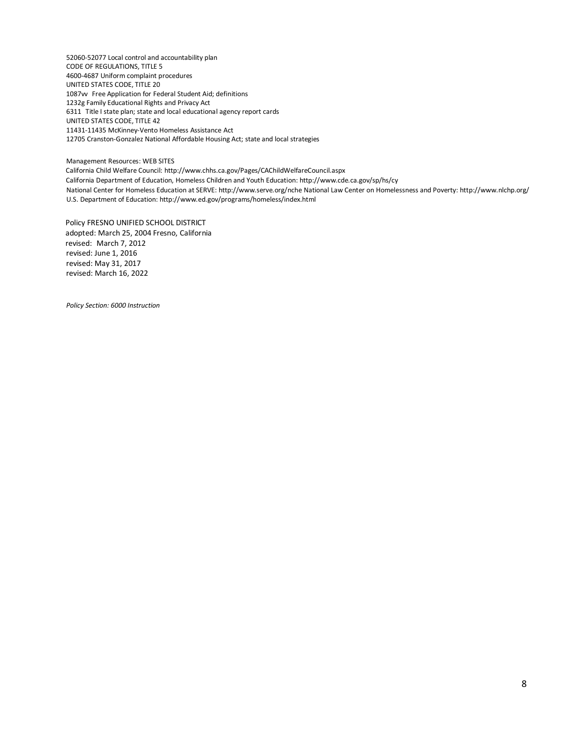52060-52077 Local control and accountability plan
CODE OF REGULATIONS, TITLE 5
4600-4687 Uniform complaint procedures
UNITED STATES CODE, TITLE 20
1087vv Free Application for Federal Student Aid; definitions
1232g Family Educational Rights and Privacy Act
6311 Title I state plan; state and local educational agency report cards
UNITED STATES CODE, TITLE 42
11431-11435 McKinney-Vento Homeless Assistance Act
12705 Cranston-Gonzalez National Affordable Housing Act; state and local strategies

Management Resources: WEB SITES
California Child Welfare Council: http://www.chhs.ca.gov/Pages/CAChildWelfareCouncil.aspx
California Department of Education, Homeless Children and Youth Education: http://www.cde.ca.gov/sp/hs/cy
National Center for Homeless Education at SERVE: http://www.serve.org/nche National Law Center on Homelessness and Poverty: http://www.nlchp.org/
U.S. Department of Education: http://www.ed.gov/programs/homeless/index.html

Policy FRESNO UNIFIED SCHOOL DISTRICT
adopted: March 25, 2004 Fresno, California
revised: March 7, 2012
revised: June 1, 2016
revised: May 31, 2017
revised: March 16, 2022

*Policy Section: 6000 Instruction*